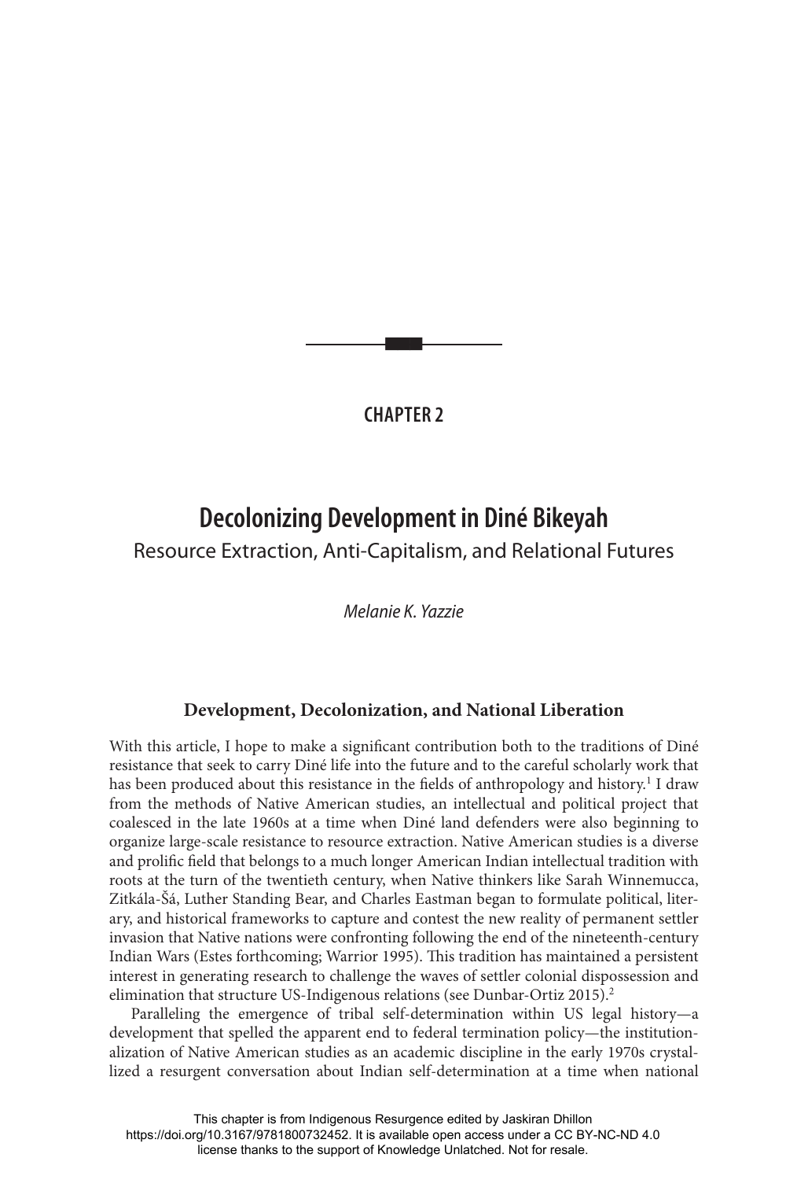## CHAPTER 2

# Decolonizing Development in Diné Bikeyah

Resource Extraction, Anti-Capitalism, and Relational Futures

*Melanie K. Yazzie*

### Development, Decolonization, and National Liberation

With this article, I hope to make a significant contribution both to the traditions of Diné resistance that seek to carry Diné life into the future and to the careful scholarly work that has been produced about this resistance in the fields of anthropology and history.[1] I draw from the methods of Native American studies, an intellectual and political project that coalesced in the late 1960s at a time when Diné land defenders were also beginning to organize large-scale resistance to resource extraction. Native American studies is a diverse and prolific field that belongs to a much longer American Indian intellectual tradition with roots at the turn of the twentieth century, when Native thinkers like Sarah Winnemucca, Zitkála-Šá, Luther Standing Bear, and Charles Eastman began to formulate political, literary, and historical frameworks to capture and contest the new reality of permanent settler invasion that Native nations were confronting following the end of the nineteenth-century Indian Wars (Estes forthcoming; Warrior 1995). This tradition has maintained a persistent interest in generating research to challenge the waves of settler colonial dispossession and elimination that structure US-Indigenous relations (see Dunbar-Ortiz 2015).[2]

Paralleling the emergence of tribal self-determination within US legal history—a development that spelled the apparent end to federal termination policy—the institutionalization of Native American studies as an academic discipline in the early 1970s crystallized a resurgent conversation about Indian self-determination at a time when national

This chapter is from Indigenous Resurgence edited by Jaskiran Dhillon
https://doi.org/10.3167/9781800732452. It is available open access under a CC BY-NC-ND 4.0 license thanks to the support of Knowledge Unlatched. Not for resale.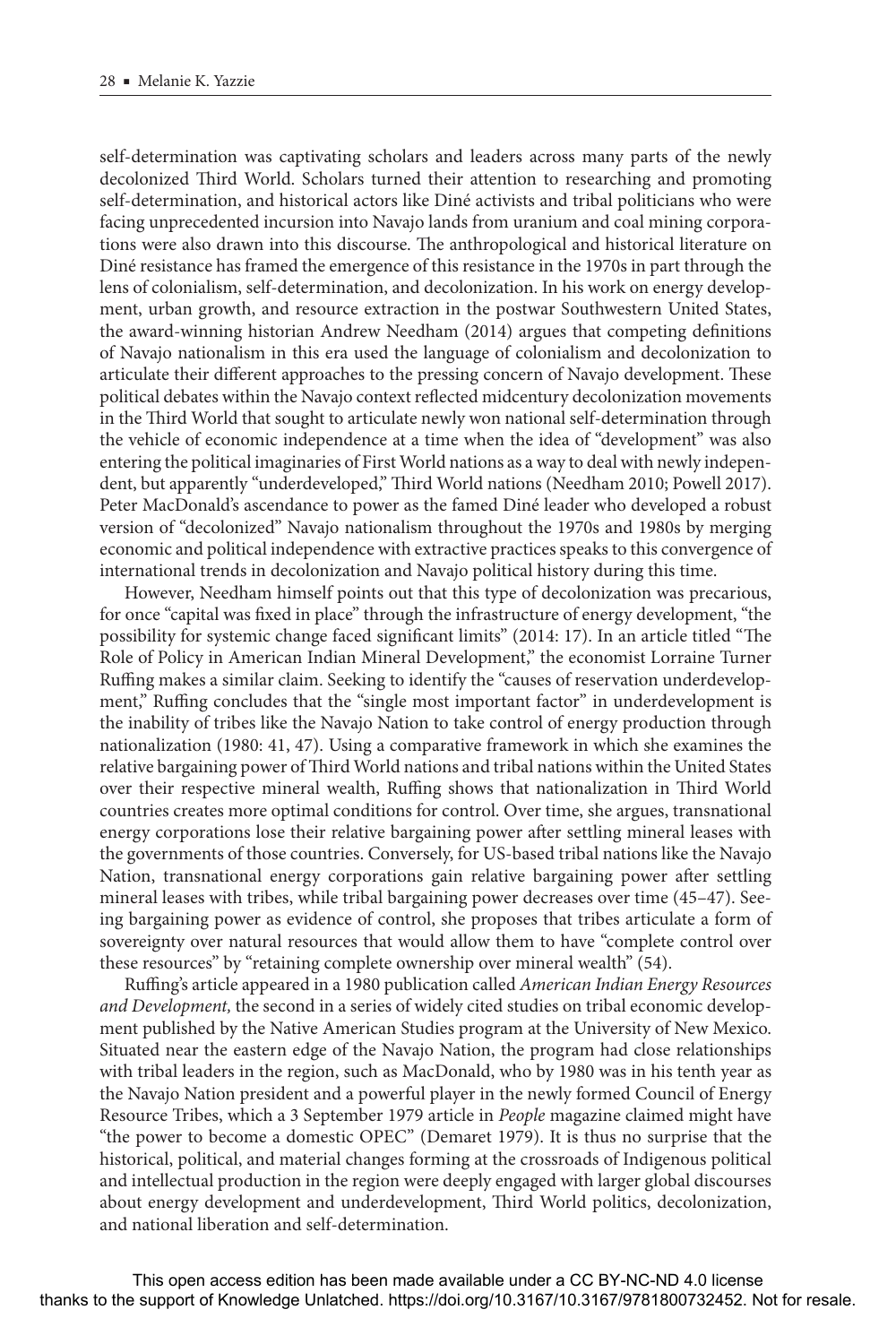self-determination was captivating scholars and leaders across many parts of the newly decolonized Third World. Scholars turned their attention to researching and promoting self-determination, and historical actors like Diné activists and tribal politicians who were facing unprecedented incursion into Navajo lands from uranium and coal mining corporations were also drawn into this discourse. The anthropological and historical literature on Diné resistance has framed the emergence of this resistance in the 1970s in part through the lens of colonialism, self-determination, and decolonization. In his work on energy development, urban growth, and resource extraction in the postwar Southwestern United States, the award-winning historian Andrew Needham (2014) argues that competing definitions of Navajo nationalism in this era used the language of colonialism and decolonization to articulate their different approaches to the pressing concern of Navajo development. These political debates within the Navajo context reflected midcentury decolonization movements in the Third World that sought to articulate newly won national self-determination through the vehicle of economic independence at a time when the idea of "development" was also entering the political imaginaries of First World nations as a way to deal with newly independent, but apparently "underdeveloped," Third World nations (Needham 2010; Powell 2017). Peter MacDonald's ascendance to power as the famed Diné leader who developed a robust version of "decolonized" Navajo nationalism throughout the 1970s and 1980s by merging economic and political independence with extractive practices speaks to this convergence of international trends in decolonization and Navajo political history during this time.

However, Needham himself points out that this type of decolonization was precarious, for once "capital was fixed in place" through the infrastructure of energy development, "the possibility for systemic change faced significant limits" (2014: 17). In an article titled "The Role of Policy in American Indian Mineral Development," the economist Lorraine Turner Ruffing makes a similar claim. Seeking to identify the "causes of reservation underdevelopment," Ruffing concludes that the "single most important factor" in underdevelopment is the inability of tribes like the Navajo Nation to take control of energy production through nationalization (1980: 41, 47). Using a comparative framework in which she examines the relative bargaining power of Third World nations and tribal nations within the United States over their respective mineral wealth, Ruffing shows that nationalization in Third World countries creates more optimal conditions for control. Over time, she argues, transnational energy corporations lose their relative bargaining power after settling mineral leases with the governments of those countries. Conversely, for US-based tribal nations like the Navajo Nation, transnational energy corporations gain relative bargaining power after settling mineral leases with tribes, while tribal bargaining power decreases over time (45–47). Seeing bargaining power as evidence of control, she proposes that tribes articulate a form of sovereignty over natural resources that would allow them to have "complete control over these resources" by "retaining complete ownership over mineral wealth" (54).

Ruffing's article appeared in a 1980 publication called *American Indian Energy Resources and Development,* the second in a series of widely cited studies on tribal economic development published by the Native American Studies program at the University of New Mexico. Situated near the eastern edge of the Navajo Nation, the program had close relationships with tribal leaders in the region, such as MacDonald, who by 1980 was in his tenth year as the Navajo Nation president and a powerful player in the newly formed Council of Energy Resource Tribes, which a 3 September 1979 article in *People* magazine claimed might have "the power to become a domestic OPEC" (Demaret 1979). It is thus no surprise that the historical, political, and material changes forming at the crossroads of Indigenous political and intellectual production in the region were deeply engaged with larger global discourses about energy development and underdevelopment, Third World politics, decolonization, and national liberation and self-determination.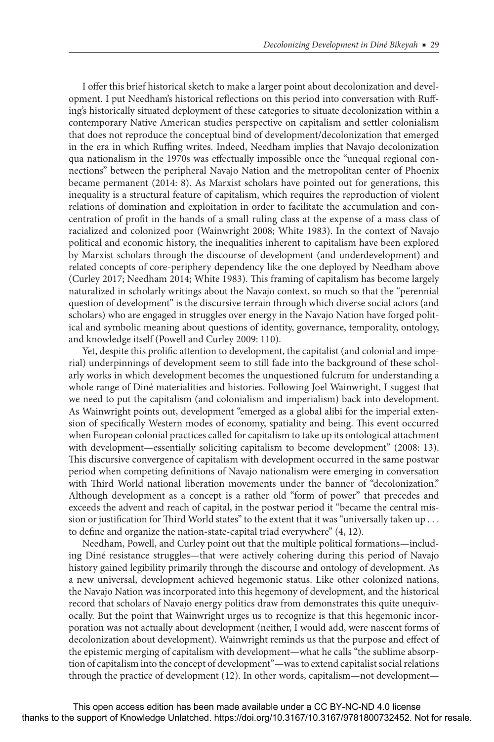I offer this brief historical sketch to make a larger point about decolonization and development. I put Needham's historical reflections on this period into conversation with Ruffing's historically situated deployment of these categories to situate decolonization within a contemporary Native American studies perspective on capitalism and settler colonialism that does not reproduce the conceptual bind of development/decolonization that emerged in the era in which Ruffing writes. Indeed, Needham implies that Navajo decolonization qua nationalism in the 1970s was effectually impossible once the "unequal regional connections" between the peripheral Navajo Nation and the metropolitan center of Phoenix became permanent (2014: 8). As Marxist scholars have pointed out for generations, this inequality is a structural feature of capitalism, which requires the reproduction of violent relations of domination and exploitation in order to facilitate the accumulation and concentration of profit in the hands of a small ruling class at the expense of a mass class of racialized and colonized poor (Wainwright 2008; White 1983). In the context of Navajo political and economic history, the inequalities inherent to capitalism have been explored by Marxist scholars through the discourse of development (and underdevelopment) and related concepts of core-periphery dependency like the one deployed by Needham above (Curley 2017; Needham 2014; White 1983). This framing of capitalism has become largely naturalized in scholarly writings about the Navajo context, so much so that the "perennial question of development" is the discursive terrain through which diverse social actors (and scholars) who are engaged in struggles over energy in the Navajo Nation have forged political and symbolic meaning about questions of identity, governance, temporality, ontology, and knowledge itself (Powell and Curley 2009: 110).

Yet, despite this prolific attention to development, the capitalist (and colonial and imperial) underpinnings of development seem to still fade into the background of these scholarly works in which development becomes the unquestioned fulcrum for understanding a whole range of Diné materialities and histories. Following Joel Wainwright, I suggest that we need to put the capitalism (and colonialism and imperialism) back into development. As Wainwright points out, development "emerged as a global alibi for the imperial extension of specifically Western modes of economy, spatiality and being. This event occurred when European colonial practices called for capitalism to take up its ontological attachment with development—essentially soliciting capitalism to become development" (2008: 13). This discursive convergence of capitalism with development occurred in the same postwar period when competing definitions of Navajo nationalism were emerging in conversation with Third World national liberation movements under the banner of "decolonization." Although development as a concept is a rather old "form of power" that precedes and exceeds the advent and reach of capital, in the postwar period it "became the central mission or justification for Third World states" to the extent that it was "universally taken up . . . to define and organize the nation-state-capital triad everywhere" (4, 12).

Needham, Powell, and Curley point out that the multiple political formations—including Diné resistance struggles—that were actively cohering during this period of Navajo history gained legibility primarily through the discourse and ontology of development. As a new universal, development achieved hegemonic status. Like other colonized nations, the Navajo Nation was incorporated into this hegemony of development, and the historical record that scholars of Navajo energy politics draw from demonstrates this quite unequivocally. But the point that Wainwright urges us to recognize is that this hegemonic incorporation was not actually about development (neither, I would add, were nascent forms of decolonization about development). Wainwright reminds us that the purpose and effect of the epistemic merging of capitalism with development—what he calls "the sublime absorption of capitalism into the concept of development"—was to extend capitalist social relations through the practice of development (12). In other words, capitalism—not development—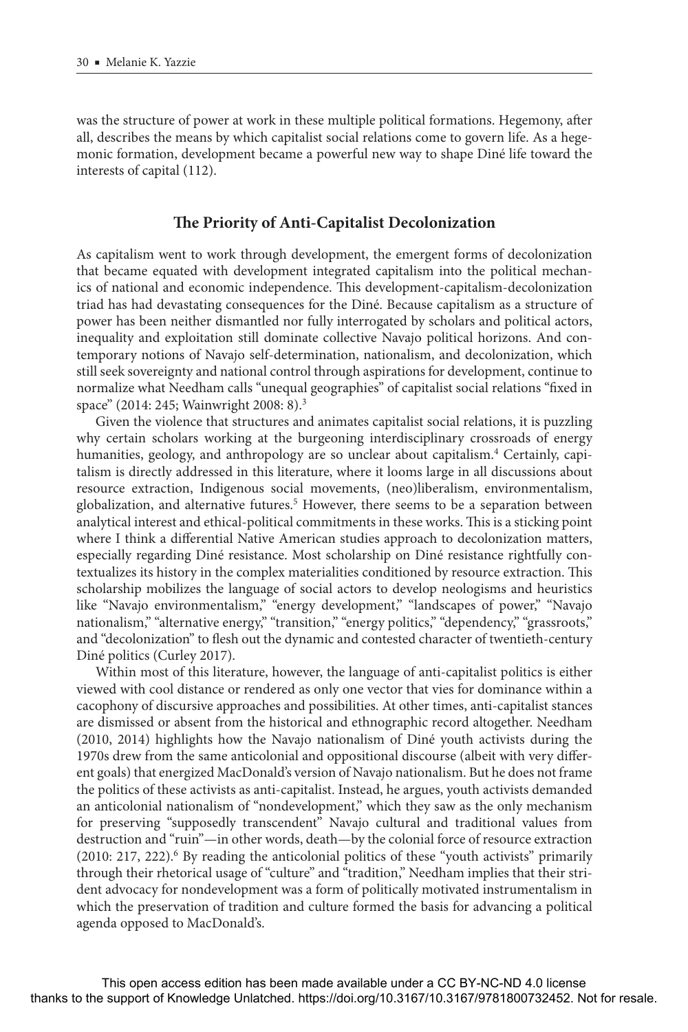was the structure of power at work in these multiple political formations. Hegemony, after all, describes the means by which capitalist social relations come to govern life. As a hegemonic formation, development became a powerful new way to shape Diné life toward the interests of capital (112).

## The Priority of Anti-Capitalist Decolonization

As capitalism went to work through development, the emergent forms of decolonization that became equated with development integrated capitalism into the political mechanics of national and economic independence. This development-capitalism-decolonization triad has had devastating consequences for the Diné. Because capitalism as a structure of power has been neither dismantled nor fully interrogated by scholars and political actors, inequality and exploitation still dominate collective Navajo political horizons. And contemporary notions of Navajo self-determination, nationalism, and decolonization, which still seek sovereignty and national control through aspirations for development, continue to normalize what Needham calls "unequal geographies" of capitalist social relations "fixed in space" (2014: 245; Wainwright 2008: 8).[3]

Given the violence that structures and animates capitalist social relations, it is puzzling why certain scholars working at the burgeoning interdisciplinary crossroads of energy humanities, geology, and anthropology are so unclear about capitalism.[4] Certainly, capitalism is directly addressed in this literature, where it looms large in all discussions about resource extraction, Indigenous social movements, (neo)liberalism, environmentalism, globalization, and alternative futures.[5] However, there seems to be a separation between analytical interest and ethical-political commitments in these works. This is a sticking point where I think a differential Native American studies approach to decolonization matters, especially regarding Diné resistance. Most scholarship on Diné resistance rightfully contextualizes its history in the complex materialities conditioned by resource extraction. This scholarship mobilizes the language of social actors to develop neologisms and heuristics like "Navajo environmentalism," "energy development," "landscapes of power," "Navajo nationalism," "alternative energy," "transition," "energy politics," "dependency," "grassroots," and "decolonization" to flesh out the dynamic and contested character of twentieth-century Diné politics (Curley 2017).

Within most of this literature, however, the language of anti-capitalist politics is either viewed with cool distance or rendered as only one vector that vies for dominance within a cacophony of discursive approaches and possibilities. At other times, anti-capitalist stances are dismissed or absent from the historical and ethnographic record altogether. Needham (2010, 2014) highlights how the Navajo nationalism of Diné youth activists during the 1970s drew from the same anticolonial and oppositional discourse (albeit with very different goals) that energized MacDonald's version of Navajo nationalism. But he does not frame the politics of these activists as anti-capitalist. Instead, he argues, youth activists demanded an anticolonial nationalism of "nondevelopment," which they saw as the only mechanism for preserving "supposedly transcendent" Navajo cultural and traditional values from destruction and "ruin"—in other words, death—by the colonial force of resource extraction (2010: 217, 222).[6] By reading the anticolonial politics of these "youth activists" primarily through their rhetorical usage of "culture" and "tradition," Needham implies that their strident advocacy for nondevelopment was a form of politically motivated instrumentalism in which the preservation of tradition and culture formed the basis for advancing a political agenda opposed to MacDonald's.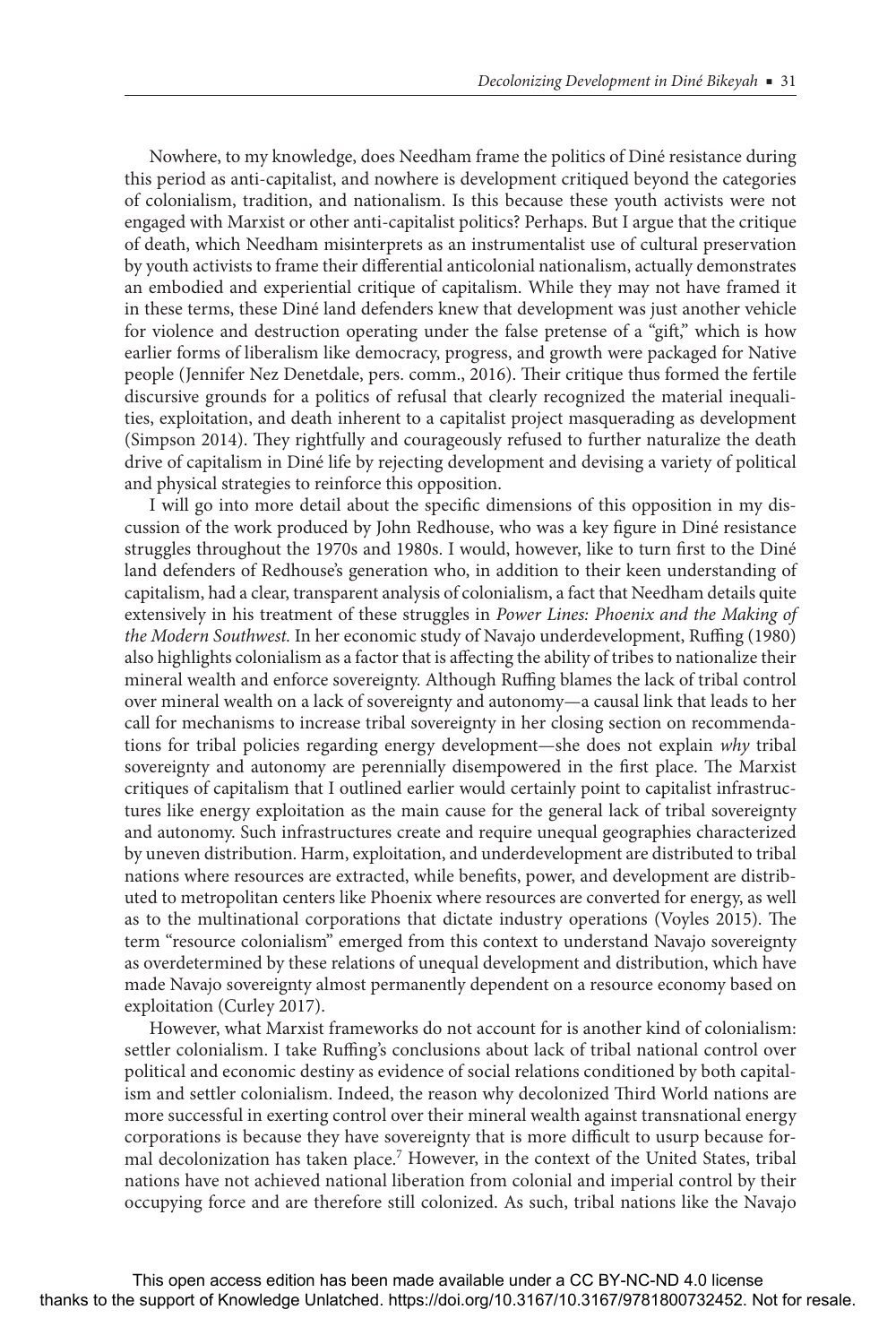Nowhere, to my knowledge, does Needham frame the politics of Diné resistance during this period as anti-capitalist, and nowhere is development critiqued beyond the categories of colonialism, tradition, and nationalism. Is this because these youth activists were not engaged with Marxist or other anti-capitalist politics? Perhaps. But I argue that the critique of death, which Needham misinterprets as an instrumentalist use of cultural preservation by youth activists to frame their differential anticolonial nationalism, actually demonstrates an embodied and experiential critique of capitalism. While they may not have framed it in these terms, these Diné land defenders knew that development was just another vehicle for violence and destruction operating under the false pretense of a "gift," which is how earlier forms of liberalism like democracy, progress, and growth were packaged for Native people (Jennifer Nez Denetdale, pers. comm., 2016). Their critique thus formed the fertile discursive grounds for a politics of refusal that clearly recognized the material inequalities, exploitation, and death inherent to a capitalist project masquerading as development (Simpson 2014). They rightfully and courageously refused to further naturalize the death drive of capitalism in Diné life by rejecting development and devising a variety of political and physical strategies to reinforce this opposition.

I will go into more detail about the specific dimensions of this opposition in my discussion of the work produced by John Redhouse, who was a key figure in Diné resistance struggles throughout the 1970s and 1980s. I would, however, like to turn first to the Diné land defenders of Redhouse's generation who, in addition to their keen understanding of capitalism, had a clear, transparent analysis of colonialism, a fact that Needham details quite extensively in his treatment of these struggles in *Power Lines: Phoenix and the Making of the Modern Southwest.* In her economic study of Navajo underdevelopment, Ruffing (1980) also highlights colonialism as a factor that is affecting the ability of tribes to nationalize their mineral wealth and enforce sovereignty. Although Ruffing blames the lack of tribal control over mineral wealth on a lack of sovereignty and autonomy—a causal link that leads to her call for mechanisms to increase tribal sovereignty in her closing section on recommendations for tribal policies regarding energy development—she does not explain *why* tribal sovereignty and autonomy are perennially disempowered in the first place. The Marxist critiques of capitalism that I outlined earlier would certainly point to capitalist infrastructures like energy exploitation as the main cause for the general lack of tribal sovereignty and autonomy. Such infrastructures create and require unequal geographies characterized by uneven distribution. Harm, exploitation, and underdevelopment are distributed to tribal nations where resources are extracted, while benefits, power, and development are distributed to metropolitan centers like Phoenix where resources are converted for energy, as well as to the multinational corporations that dictate industry operations (Voyles 2015). The term "resource colonialism" emerged from this context to understand Navajo sovereignty as overdetermined by these relations of unequal development and distribution, which have made Navajo sovereignty almost permanently dependent on a resource economy based on exploitation (Curley 2017).

However, what Marxist frameworks do not account for is another kind of colonialism: settler colonialism. I take Ruffing's conclusions about lack of tribal national control over political and economic destiny as evidence of social relations conditioned by both capitalism and settler colonialism. Indeed, the reason why decolonized Third World nations are more successful in exerting control over their mineral wealth against transnational energy corporations is because they have sovereignty that is more difficult to usurp because formal decolonization has taken place.[7] However, in the context of the United States, tribal nations have not achieved national liberation from colonial and imperial control by their occupying force and are therefore still colonized. As such, tribal nations like the Navajo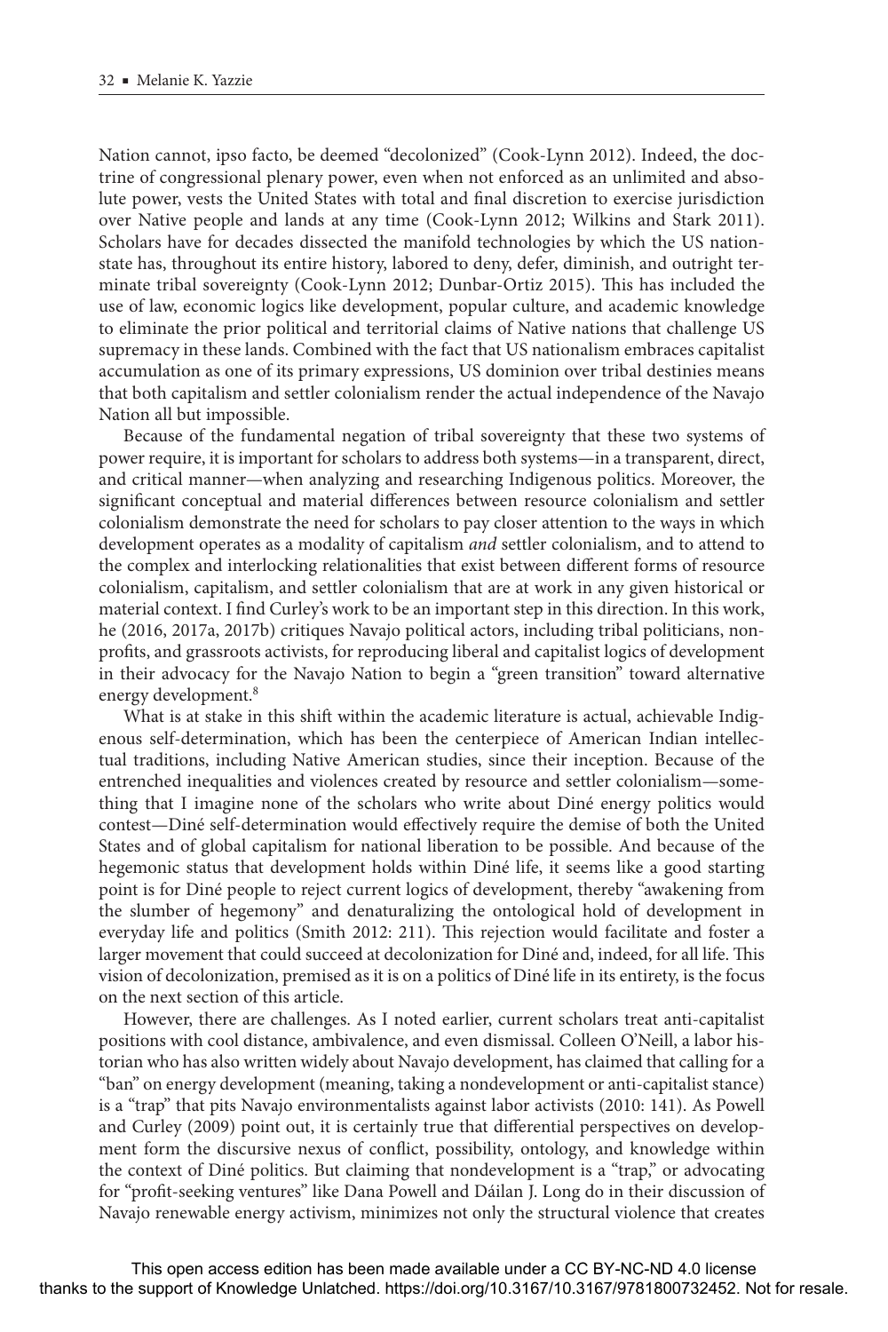Nation cannot, ipso facto, be deemed "decolonized" (Cook-Lynn 2012). Indeed, the doctrine of congressional plenary power, even when not enforced as an unlimited and absolute power, vests the United States with total and final discretion to exercise jurisdiction over Native people and lands at any time (Cook-Lynn 2012; Wilkins and Stark 2011). Scholars have for decades dissected the manifold technologies by which the US nation-state has, throughout its entire history, labored to deny, defer, diminish, and outright terminate tribal sovereignty (Cook-Lynn 2012; Dunbar-Ortiz 2015). This has included the use of law, economic logics like development, popular culture, and academic knowledge to eliminate the prior political and territorial claims of Native nations that challenge US supremacy in these lands. Combined with the fact that US nationalism embraces capitalist accumulation as one of its primary expressions, US dominion over tribal destinies means that both capitalism and settler colonialism render the actual independence of the Navajo Nation all but impossible.

Because of the fundamental negation of tribal sovereignty that these two systems of power require, it is important for scholars to address both systems—in a transparent, direct, and critical manner—when analyzing and researching Indigenous politics. Moreover, the significant conceptual and material differences between resource colonialism and settler colonialism demonstrate the need for scholars to pay closer attention to the ways in which development operates as a modality of capitalism *and* settler colonialism, and to attend to the complex and interlocking relationalities that exist between different forms of resource colonialism, capitalism, and settler colonialism that are at work in any given historical or material context. I find Curley's work to be an important step in this direction. In this work, he (2016, 2017a, 2017b) critiques Navajo political actors, including tribal politicians, nonprofits, and grassroots activists, for reproducing liberal and capitalist logics of development in their advocacy for the Navajo Nation to begin a "green transition" toward alternative energy development.[8]

What is at stake in this shift within the academic literature is actual, achievable Indigenous self-determination, which has been the centerpiece of American Indian intellectual traditions, including Native American studies, since their inception. Because of the entrenched inequalities and violences created by resource and settler colonialism—something that I imagine none of the scholars who write about Diné energy politics would contest—Diné self-determination would effectively require the demise of both the United States and of global capitalism for national liberation to be possible. And because of the hegemonic status that development holds within Diné life, it seems like a good starting point is for Diné people to reject current logics of development, thereby "awakening from the slumber of hegemony" and denaturalizing the ontological hold of development in everyday life and politics (Smith 2012: 211). This rejection would facilitate and foster a larger movement that could succeed at decolonization for Diné and, indeed, for all life. This vision of decolonization, premised as it is on a politics of Diné life in its entirety, is the focus on the next section of this article.

However, there are challenges. As I noted earlier, current scholars treat anti-capitalist positions with cool distance, ambivalence, and even dismissal. Colleen O'Neill, a labor historian who has also written widely about Navajo development, has claimed that calling for a "ban" on energy development (meaning, taking a nondevelopment or anti-capitalist stance) is a "trap" that pits Navajo environmentalists against labor activists (2010: 141). As Powell and Curley (2009) point out, it is certainly true that differential perspectives on development form the discursive nexus of conflict, possibility, ontology, and knowledge within the context of Diné politics. But claiming that nondevelopment is a "trap," or advocating for "profit-seeking ventures" like Dana Powell and Dáilan J. Long do in their discussion of Navajo renewable energy activism, minimizes not only the structural violence that creates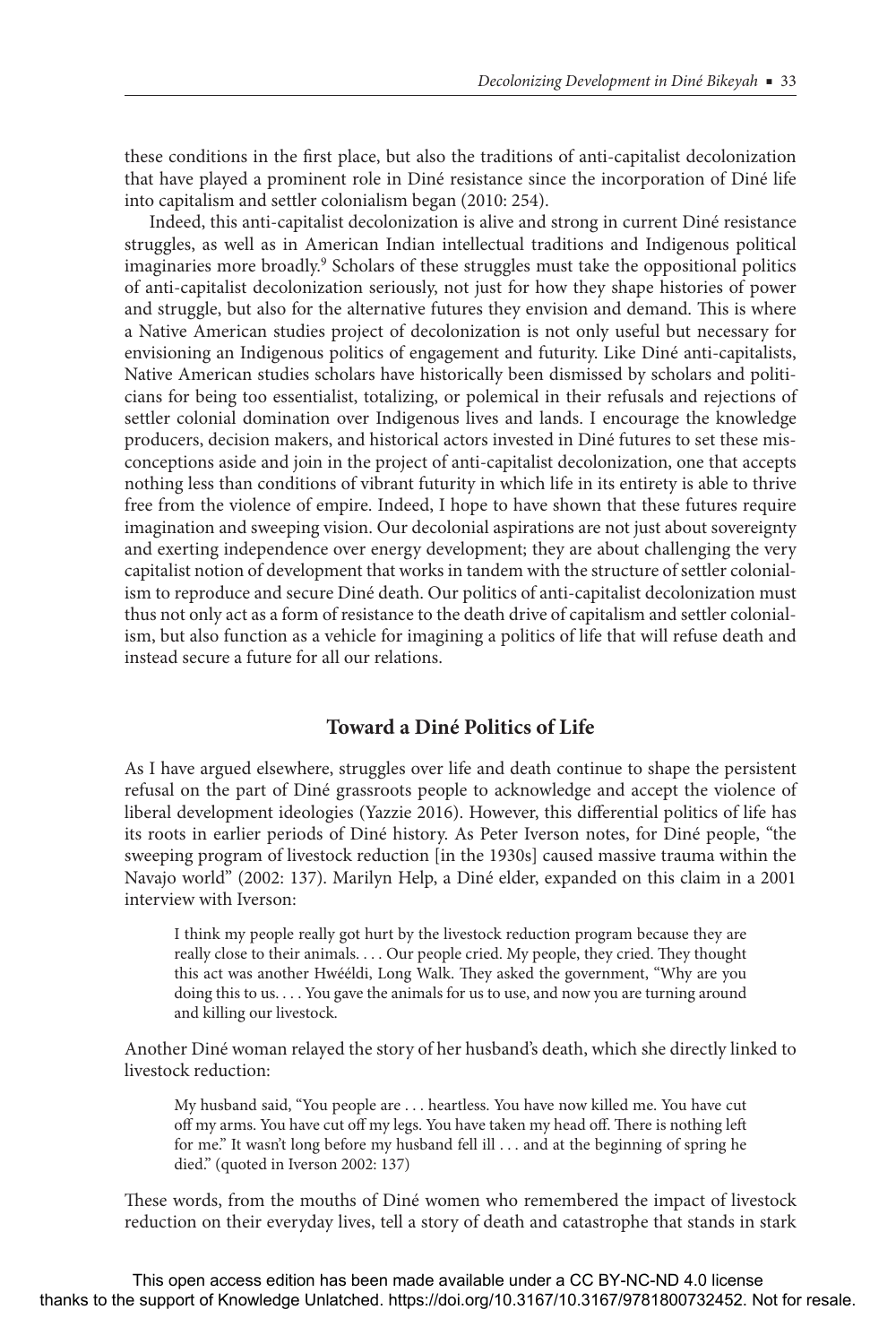these conditions in the first place, but also the traditions of anti-capitalist decolonization that have played a prominent role in Diné resistance since the incorporation of Diné life into capitalism and settler colonialism began (2010: 254).

Indeed, this anti-capitalist decolonization is alive and strong in current Diné resistance struggles, as well as in American Indian intellectual traditions and Indigenous political imaginaries more broadly.[9] Scholars of these struggles must take the oppositional politics of anti-capitalist decolonization seriously, not just for how they shape histories of power and struggle, but also for the alternative futures they envision and demand. This is where a Native American studies project of decolonization is not only useful but necessary for envisioning an Indigenous politics of engagement and futurity. Like Diné anti-capitalists, Native American studies scholars have historically been dismissed by scholars and politicians for being too essentialist, totalizing, or polemical in their refusals and rejections of settler colonial domination over Indigenous lives and lands. I encourage the knowledge producers, decision makers, and historical actors invested in Diné futures to set these misconceptions aside and join in the project of anti-capitalist decolonization, one that accepts nothing less than conditions of vibrant futurity in which life in its entirety is able to thrive free from the violence of empire. Indeed, I hope to have shown that these futures require imagination and sweeping vision. Our decolonial aspirations are not just about sovereignty and exerting independence over energy development; they are about challenging the very capitalist notion of development that works in tandem with the structure of settler colonialism to reproduce and secure Diné death. Our politics of anti-capitalist decolonization must thus not only act as a form of resistance to the death drive of capitalism and settler colonialism, but also function as a vehicle for imagining a politics of life that will refuse death and instead secure a future for all our relations.

## Toward a Diné Politics of Life

As I have argued elsewhere, struggles over life and death continue to shape the persistent refusal on the part of Diné grassroots people to acknowledge and accept the violence of liberal development ideologies (Yazzie 2016). However, this differential politics of life has its roots in earlier periods of Diné history. As Peter Iverson notes, for Diné people, "the sweeping program of livestock reduction [in the 1930s] caused massive trauma within the Navajo world" (2002: 137). Marilyn Help, a Diné elder, expanded on this claim in a 2001 interview with Iverson:

> I think my people really got hurt by the livestock reduction program because they are really close to their animals. . . . Our people cried. My people, they cried. They thought this act was another Hwééldi, Long Walk. They asked the government, "Why are you doing this to us. . . . You gave the animals for us to use, and now you are turning around and killing our livestock.

Another Diné woman relayed the story of her husband's death, which she directly linked to livestock reduction:

> My husband said, "You people are . . . heartless. You have now killed me. You have cut off my arms. You have cut off my legs. You have taken my head off. There is nothing left for me." It wasn't long before my husband fell ill . . . and at the beginning of spring he died." (quoted in Iverson 2002: 137)

These words, from the mouths of Diné women who remembered the impact of livestock reduction on their everyday lives, tell a story of death and catastrophe that stands in stark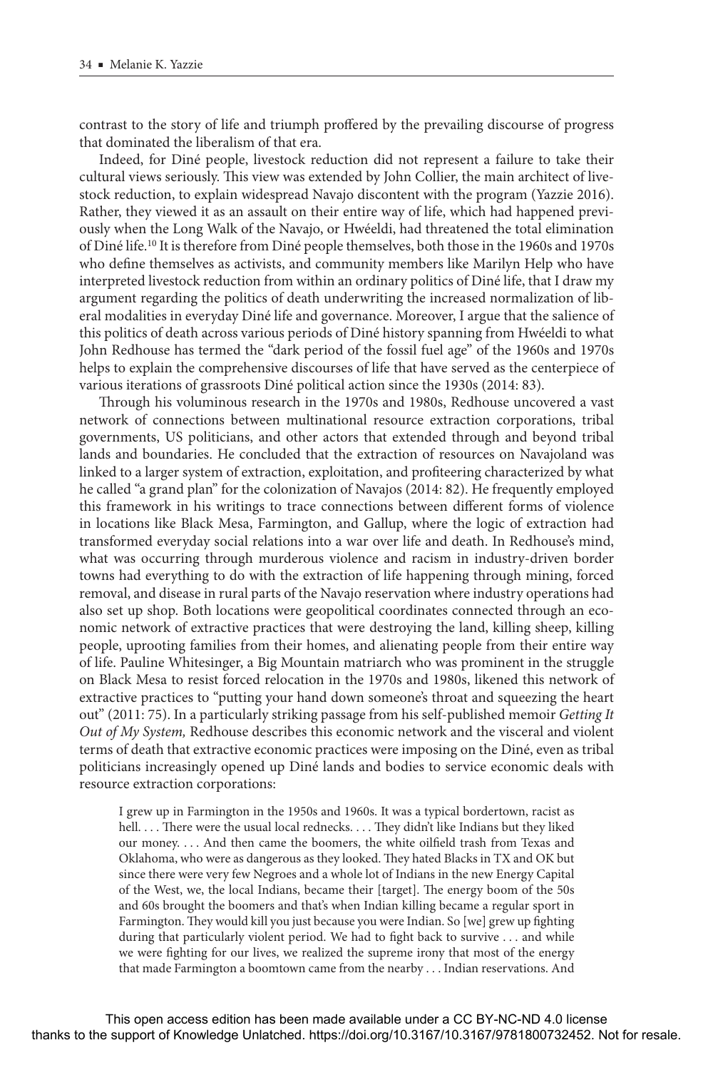contrast to the story of life and triumph proffered by the prevailing discourse of progress that dominated the liberalism of that era.

Indeed, for Diné people, livestock reduction did not represent a failure to take their cultural views seriously. This view was extended by John Collier, the main architect of livestock reduction, to explain widespread Navajo discontent with the program (Yazzie 2016). Rather, they viewed it as an assault on their entire way of life, which had happened previously when the Long Walk of the Navajo, or Hwéeldi, had threatened the total elimination of Diné life.[10] It is therefore from Diné people themselves, both those in the 1960s and 1970s who define themselves as activists, and community members like Marilyn Help who have interpreted livestock reduction from within an ordinary politics of Diné life, that I draw my argument regarding the politics of death underwriting the increased normalization of liberal modalities in everyday Diné life and governance. Moreover, I argue that the salience of this politics of death across various periods of Diné history spanning from Hwéeldi to what John Redhouse has termed the "dark period of the fossil fuel age" of the 1960s and 1970s helps to explain the comprehensive discourses of life that have served as the centerpiece of various iterations of grassroots Diné political action since the 1930s (2014: 83).

Through his voluminous research in the 1970s and 1980s, Redhouse uncovered a vast network of connections between multinational resource extraction corporations, tribal governments, US politicians, and other actors that extended through and beyond tribal lands and boundaries. He concluded that the extraction of resources on Navajoland was linked to a larger system of extraction, exploitation, and profiteering characterized by what he called "a grand plan" for the colonization of Navajos (2014: 82). He frequently employed this framework in his writings to trace connections between different forms of violence in locations like Black Mesa, Farmington, and Gallup, where the logic of extraction had transformed everyday social relations into a war over life and death. In Redhouse's mind, what was occurring through murderous violence and racism in industry-driven border towns had everything to do with the extraction of life happening through mining, forced removal, and disease in rural parts of the Navajo reservation where industry operations had also set up shop. Both locations were geopolitical coordinates connected through an economic network of extractive practices that were destroying the land, killing sheep, killing people, uprooting families from their homes, and alienating people from their entire way of life. Pauline Whitesinger, a Big Mountain matriarch who was prominent in the struggle on Black Mesa to resist forced relocation in the 1970s and 1980s, likened this network of extractive practices to "putting your hand down someone's throat and squeezing the heart out" (2011: 75). In a particularly striking passage from his self-published memoir *Getting It Out of My System,* Redhouse describes this economic network and the visceral and violent terms of death that extractive economic practices were imposing on the Diné, even as tribal politicians increasingly opened up Diné lands and bodies to service economic deals with resource extraction corporations:

> I grew up in Farmington in the 1950s and 1960s. It was a typical bordertown, racist as hell. . . . There were the usual local rednecks. . . . They didn't like Indians but they liked our money. . . . And then came the boomers, the white oilfield trash from Texas and Oklahoma, who were as dangerous as they looked. They hated Blacks in TX and OK but since there were very few Negroes and a whole lot of Indians in the new Energy Capital of the West, we, the local Indians, became their [target]. The energy boom of the 50s and 60s brought the boomers and that's when Indian killing became a regular sport in Farmington. They would kill you just because you were Indian. So [we] grew up fighting during that particularly violent period. We had to fight back to survive . . . and while we were fighting for our lives, we realized the supreme irony that most of the energy that made Farmington a boomtown came from the nearby . . . Indian reservations. And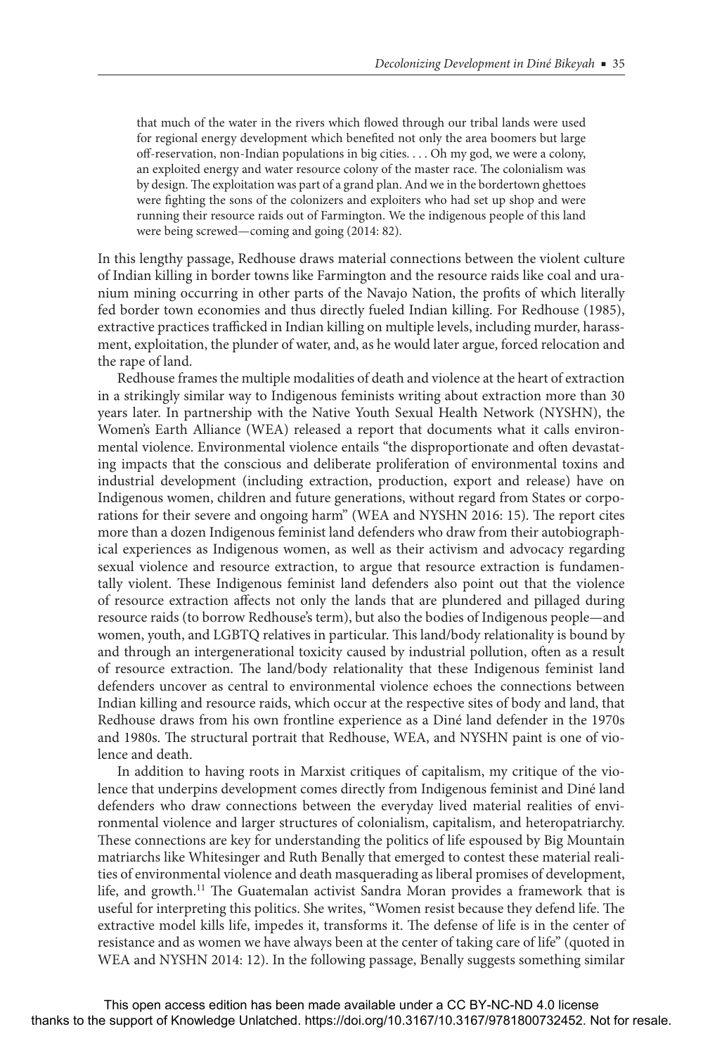> that much of the water in the rivers which flowed through our tribal lands were used for regional energy development which benefited not only the area boomers but large off-reservation, non-Indian populations in big cities. . . . Oh my god, we were a colony, an exploited energy and water resource colony of the master race. The colonialism was by design. The exploitation was part of a grand plan. And we in the bordertown ghettoes were fighting the sons of the colonizers and exploiters who had set up shop and were running their resource raids out of Farmington. We the indigenous people of this land were being screwed—coming and going (2014: 82).

In this lengthy passage, Redhouse draws material connections between the violent culture of Indian killing in border towns like Farmington and the resource raids like coal and uranium mining occurring in other parts of the Navajo Nation, the profits of which literally fed border town economies and thus directly fueled Indian killing. For Redhouse (1985), extractive practices trafficked in Indian killing on multiple levels, including murder, harassment, exploitation, the plunder of water, and, as he would later argue, forced relocation and the rape of land.

Redhouse frames the multiple modalities of death and violence at the heart of extraction in a strikingly similar way to Indigenous feminists writing about extraction more than 30 years later. In partnership with the Native Youth Sexual Health Network (NYSHN), the Women's Earth Alliance (WEA) released a report that documents what it calls environmental violence. Environmental violence entails "the disproportionate and often devastating impacts that the conscious and deliberate proliferation of environmental toxins and industrial development (including extraction, production, export and release) have on Indigenous women, children and future generations, without regard from States or corporations for their severe and ongoing harm" (WEA and NYSHN 2016: 15). The report cites more than a dozen Indigenous feminist land defenders who draw from their autobiographical experiences as Indigenous women, as well as their activism and advocacy regarding sexual violence and resource extraction, to argue that resource extraction is fundamentally violent. These Indigenous feminist land defenders also point out that the violence of resource extraction affects not only the lands that are plundered and pillaged during resource raids (to borrow Redhouse's term), but also the bodies of Indigenous people—and women, youth, and LGBTQ relatives in particular. This land/body relationality is bound by and through an intergenerational toxicity caused by industrial pollution, often as a result of resource extraction. The land/body relationality that these Indigenous feminist land defenders uncover as central to environmental violence echoes the connections between Indian killing and resource raids, which occur at the respective sites of body and land, that Redhouse draws from his own frontline experience as a Diné land defender in the 1970s and 1980s. The structural portrait that Redhouse, WEA, and NYSHN paint is one of violence and death.

In addition to having roots in Marxist critiques of capitalism, my critique of the violence that underpins development comes directly from Indigenous feminist and Diné land defenders who draw connections between the everyday lived material realities of environmental violence and larger structures of colonialism, capitalism, and heteropatriarchy. These connections are key for understanding the politics of life espoused by Big Mountain matriarchs like Whitesinger and Ruth Benally that emerged to contest these material realities of environmental violence and death masquerading as liberal promises of development, life, and growth.[11] The Guatemalan activist Sandra Moran provides a framework that is useful for interpreting this politics. She writes, "Women resist because they defend life. The extractive model kills life, impedes it, transforms it. The defense of life is in the center of resistance and as women we have always been at the center of taking care of life" (quoted in WEA and NYSHN 2014: 12). In the following passage, Benally suggests something similar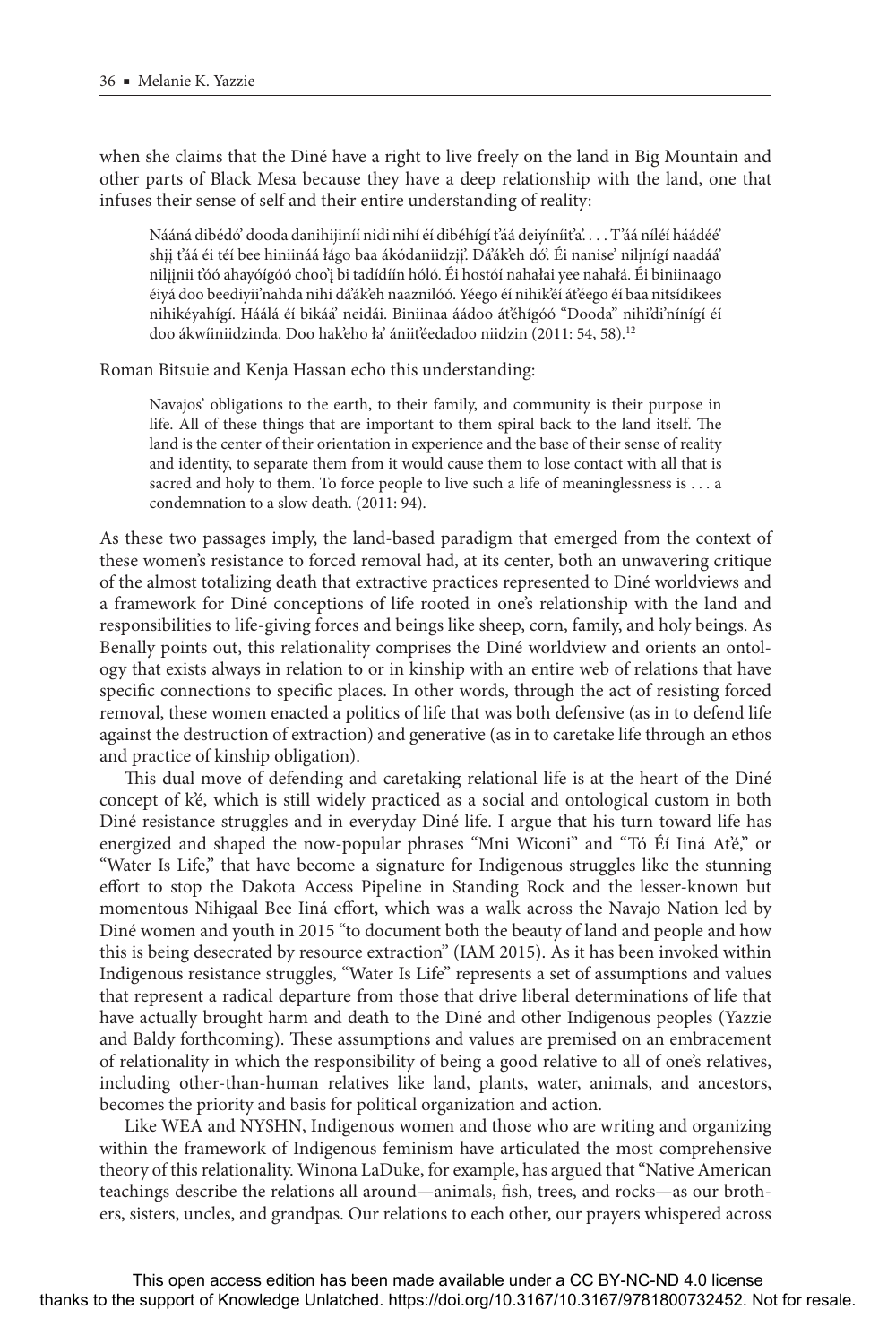when she claims that the Diné have a right to live freely on the land in Big Mountain and other parts of Black Mesa because they have a deep relationship with the land, one that infuses their sense of self and their entire understanding of reality:

> Náání dibédóʼ dooda danihijiníí nidi nihí éí dibéhígí tʼáá deiyíníitʼaʼ. . . . Tʼáá níléí háádéé' shįį tʼáá éi téí bee hiniinaa łágo baa ákódaniidzįįʼ. Dáʼákʼeh dóʼ. Éí naniseʼ niłįnígí naadááʼ niłįįnii tʼóó ahayóígóó chooʼį bi tadídíín hóló. Éi hostóí nahałai yee nahałá. Éi biniinaago éiyá doo beediyiiʼnahda nihi dáʼákʼeh naaznilóó. Yéego éí nihikʼéí átʼéego éí baa nitsídikees nihikéyahígí. Háálá éí bikááʼ neidái. Biniinaa áádoo átʼéhígóó "Dooda" nihiʼdiʼnínígí éí doo ákwíiniidzinda. Doo hakʼeho łaʼ ániitʼéedadoo niidzin (2011: 54, 58).[12]

Roman Bitsuie and Kenja Hassan echo this understanding:

> Navajos' obligations to the earth, to their family, and community is their purpose in life. All of these things that are important to them spiral back to the land itself. The land is the center of their orientation in experience and the base of their sense of reality and identity, to separate them from it would cause them to lose contact with all that is sacred and holy to them. To force people to live such a life of meaninglessness is . . . a condemnation to a slow death. (2011: 94).

As these two passages imply, the land-based paradigm that emerged from the context of these women's resistance to forced removal had, at its center, both an unwavering critique of the almost totalizing death that extractive practices represented to Diné worldviews and a framework for Diné conceptions of life rooted in one's relationship with the land and responsibilities to life-giving forces and beings like sheep, corn, family, and holy beings. As Benally points out, this relationality comprises the Diné worldview and orients an ontology that exists always in relation to or in kinship with an entire web of relations that have specific connections to specific places. In other words, through the act of resisting forced removal, these women enacted a politics of life that was both defensive (as in to defend life against the destruction of extraction) and generative (as in to caretake life through an ethos and practice of kinship obligation).

This dual move of defending and caretaking relational life is at the heart of the Diné concept of kʼé, which is still widely practiced as a social and ontological custom in both Diné resistance struggles and in everyday Diné life. I argue that his turn toward life has energized and shaped the now-popular phrases "Mni Wiconi" and "Tó Éí Iiná Atʼé," or "Water Is Life," that have become a signature for Indigenous struggles like the stunning effort to stop the Dakota Access Pipeline in Standing Rock and the lesser-known but momentous Nihigaal Bee Iiná effort, which was a walk across the Navajo Nation led by Diné women and youth in 2015 "to document both the beauty of land and people and how this is being desecrated by resource extraction" (IAM 2015). As it has been invoked within Indigenous resistance struggles, "Water Is Life" represents a set of assumptions and values that represent a radical departure from those that drive liberal determinations of life that have actually brought harm and death to the Diné and other Indigenous peoples (Yazzie and Baldy forthcoming). These assumptions and values are premised on an embracement of relationality in which the responsibility of being a good relative to all of one's relatives, including other-than-human relatives like land, plants, water, animals, and ancestors, becomes the priority and basis for political organization and action.

Like WEA and NYSHN, Indigenous women and those who are writing and organizing within the framework of Indigenous feminism have articulated the most comprehensive theory of this relationality. Winona LaDuke, for example, has argued that "Native American teachings describe the relations all around—animals, fish, trees, and rocks—as our brothers, sisters, uncles, and grandpas. Our relations to each other, our prayers whispered across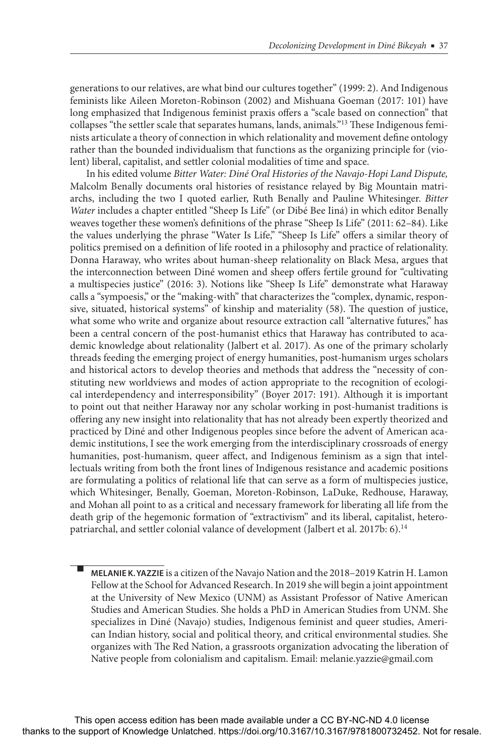generations to our relatives, are what bind our cultures together" (1999: 2). And Indigenous feminists like Aileen Moreton-Robinson (2002) and Mishuana Goeman (2017: 101) have long emphasized that Indigenous feminist praxis offers a "scale based on connection" that collapses "the settler scale that separates humans, lands, animals."[13] These Indigenous feminists articulate a theory of connection in which relationality and movement define ontology rather than the bounded individualism that functions as the organizing principle for (violent) liberal, capitalist, and settler colonial modalities of time and space.

In his edited volume *Bitter Water: Diné Oral Histories of the Navajo-Hopi Land Dispute,* Malcolm Benally documents oral histories of resistance relayed by Big Mountain matriarchs, including the two I quoted earlier, Ruth Benally and Pauline Whitesinger. *Bitter Water* includes a chapter entitled "Sheep Is Life" (or Dibé Bee Iiná) in which editor Benally weaves together these women's definitions of the phrase "Sheep Is Life" (2011: 62–84). Like the values underlying the phrase "Water Is Life," "Sheep Is Life" offers a similar theory of politics premised on a definition of life rooted in a philosophy and practice of relationality. Donna Haraway, who writes about human-sheep relationality on Black Mesa, argues that the interconnection between Diné women and sheep offers fertile ground for "cultivating a multispecies justice" (2016: 3). Notions like "Sheep Is Life" demonstrate what Haraway calls a "sympoesis," or the "making-with" that characterizes the "complex, dynamic, responsive, situated, historical systems" of kinship and materiality (58). The question of justice, what some who write and organize about resource extraction call "alternative futures," has been a central concern of the post-humanist ethics that Haraway has contributed to academic knowledge about relationality (Jalbert et al. 2017). As one of the primary scholarly threads feeding the emerging project of energy humanities, post-humanism urges scholars and historical actors to develop theories and methods that address the "necessity of constituting new worldviews and modes of action appropriate to the recognition of ecological interdependency and interresponsibility" (Boyer 2017: 191). Although it is important to point out that neither Haraway nor any scholar working in post-humanist traditions is offering any new insight into relationality that has not already been expertly theorized and practiced by Diné and other Indigenous peoples since before the advent of American academic institutions, I see the work emerging from the interdisciplinary crossroads of energy humanities, post-humanism, queer affect, and Indigenous feminism as a sign that intellectuals writing from both the front lines of Indigenous resistance and academic positions are formulating a politics of relational life that can serve as a form of multispecies justice, which Whitesinger, Benally, Goeman, Moreton-Robinson, LaDuke, Redhouse, Haraway, and Mohan all point to as a critical and necessary framework for liberating all life from the death grip of the hegemonic formation of "extractivism" and its liberal, capitalist, heteropatriarchal, and settler colonial valance of development (Jalbert et al. 2017b: 6).[14]

---

**MELANIE K. YAZZIE** is a citizen of the Navajo Nation and the 2018–2019 Katrin H. Lamon Fellow at the School for Advanced Research. In 2019 she will begin a joint appointment at the University of New Mexico (UNM) as Assistant Professor of Native American Studies and American Studies. She holds a PhD in American Studies from UNM. She specializes in Diné (Navajo) studies, Indigenous feminist and queer studies, American Indian history, social and political theory, and critical environmental studies. She organizes with The Red Nation, a grassroots organization advocating the liberation of Native people from colonialism and capitalism. Email: melanie.yazzie@gmail.com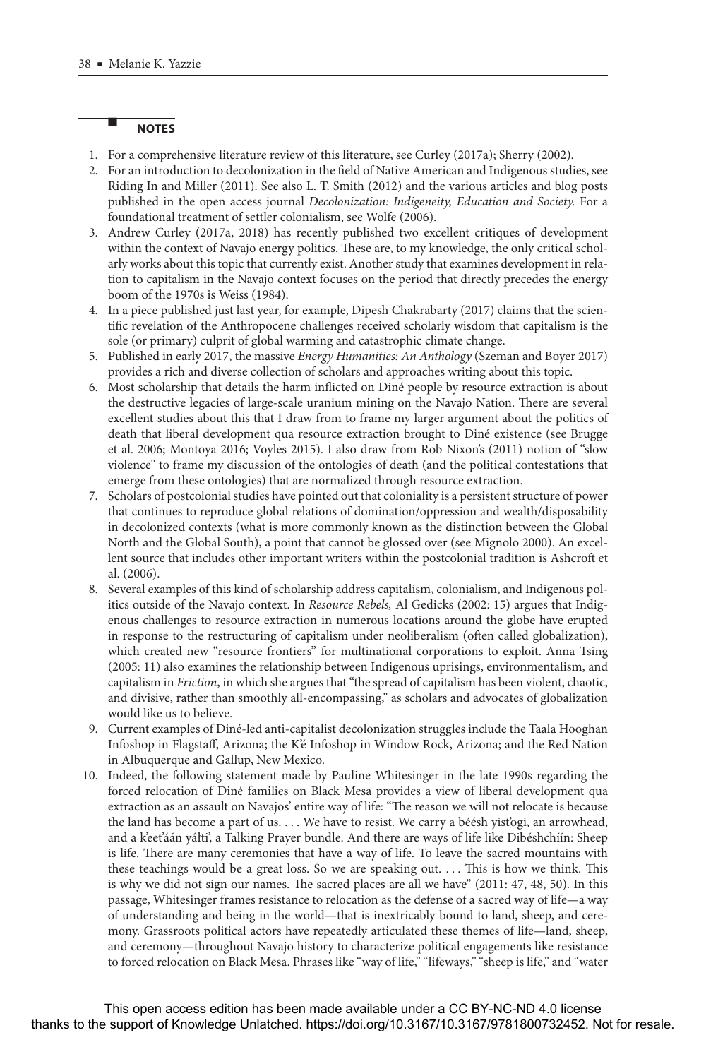## NOTES

1. For a comprehensive literature review of this literature, see Curley (2017a); Sherry (2002).
2. For an introduction to decolonization in the field of Native American and Indigenous studies, see Riding In and Miller (2011). See also L. T. Smith (2012) and the various articles and blog posts published in the open access journal *Decolonization: Indigeneity, Education and Society.* For a foundational treatment of settler colonialism, see Wolfe (2006).
3. Andrew Curley (2017a, 2018) has recently published two excellent critiques of development within the context of Navajo energy politics. These are, to my knowledge, the only critical scholarly works about this topic that currently exist. Another study that examines development in relation to capitalism in the Navajo context focuses on the period that directly precedes the energy boom of the 1970s is Weiss (1984).
4. In a piece published just last year, for example, Dipesh Chakrabarty (2017) claims that the scientific revelation of the Anthropocene challenges received scholarly wisdom that capitalism is the sole (or primary) culprit of global warming and catastrophic climate change.
5. Published in early 2017, the massive *Energy Humanities: An Anthology* (Szeman and Boyer 2017) provides a rich and diverse collection of scholars and approaches writing about this topic.
6. Most scholarship that details the harm inflicted on Diné people by resource extraction is about the destructive legacies of large-scale uranium mining on the Navajo Nation. There are several excellent studies about this that I draw from to frame my larger argument about the politics of death that liberal development qua resource extraction brought to Diné existence (see Brugge et al. 2006; Montoya 2016; Voyles 2015). I also draw from Rob Nixon's (2011) notion of "slow violence" to frame my discussion of the ontologies of death (and the political contestations that emerge from these ontologies) that are normalized through resource extraction.
7. Scholars of postcolonial studies have pointed out that coloniality is a persistent structure of power that continues to reproduce global relations of domination/oppression and wealth/disposability in decolonized contexts (what is more commonly known as the distinction between the Global North and the Global South), a point that cannot be glossed over (see Mignolo 2000). An excellent source that includes other important writers within the postcolonial tradition is Ashcroft et al. (2006).
8. Several examples of this kind of scholarship address capitalism, colonialism, and Indigenous politics outside of the Navajo context. In *Resource Rebels,* Al Gedicks (2002: 15) argues that Indigenous challenges to resource extraction in numerous locations around the globe have erupted in response to the restructuring of capitalism under neoliberalism (often called globalization), which created new "resource frontiers" for multinational corporations to exploit. Anna Tsing (2005: 11) also examines the relationship between Indigenous uprisings, environmentalism, and capitalism in *Friction*, in which she argues that "the spread of capitalism has been violent, chaotic, and divisive, rather than smoothly all-encompassing," as scholars and advocates of globalization would like us to believe.
9. Current examples of Diné-led anti-capitalist decolonization struggles include the Taala Hooghan Infoshop in Flagstaff, Arizona; the K'é Infoshop in Window Rock, Arizona; and the Red Nation in Albuquerque and Gallup, New Mexico.
10. Indeed, the following statement made by Pauline Whitesinger in the late 1990s regarding the forced relocation of Diné families on Black Mesa provides a view of liberal development qua extraction as an assault on Navajos' entire way of life: "The reason we will not relocate is because the land has become a part of us. . . . We have to resist. We carry a béésh yistʼogi, an arrowhead, and a kʼeetʼáán yáłtiʼ, a Talking Prayer bundle. And there are ways of life like Dibéshchíín: Sheep is life. There are many ceremonies that have a way of life. To leave the sacred mountains with these teachings would be a great loss. So we are speaking out. . . . This is how we think. This is why we did not sign our names. The sacred places are all we have" (2011: 47, 48, 50). In this passage, Whitesinger frames resistance to relocation as the defense of a sacred way of life—a way of understanding and being in the world—that is inextricably bound to land, sheep, and ceremony. Grassroots political actors have repeatedly articulated these themes of life—land, sheep, and ceremony—throughout Navajo history to characterize political engagements like resistance to forced relocation on Black Mesa. Phrases like "way of life," "lifeways," "sheep is life," and "water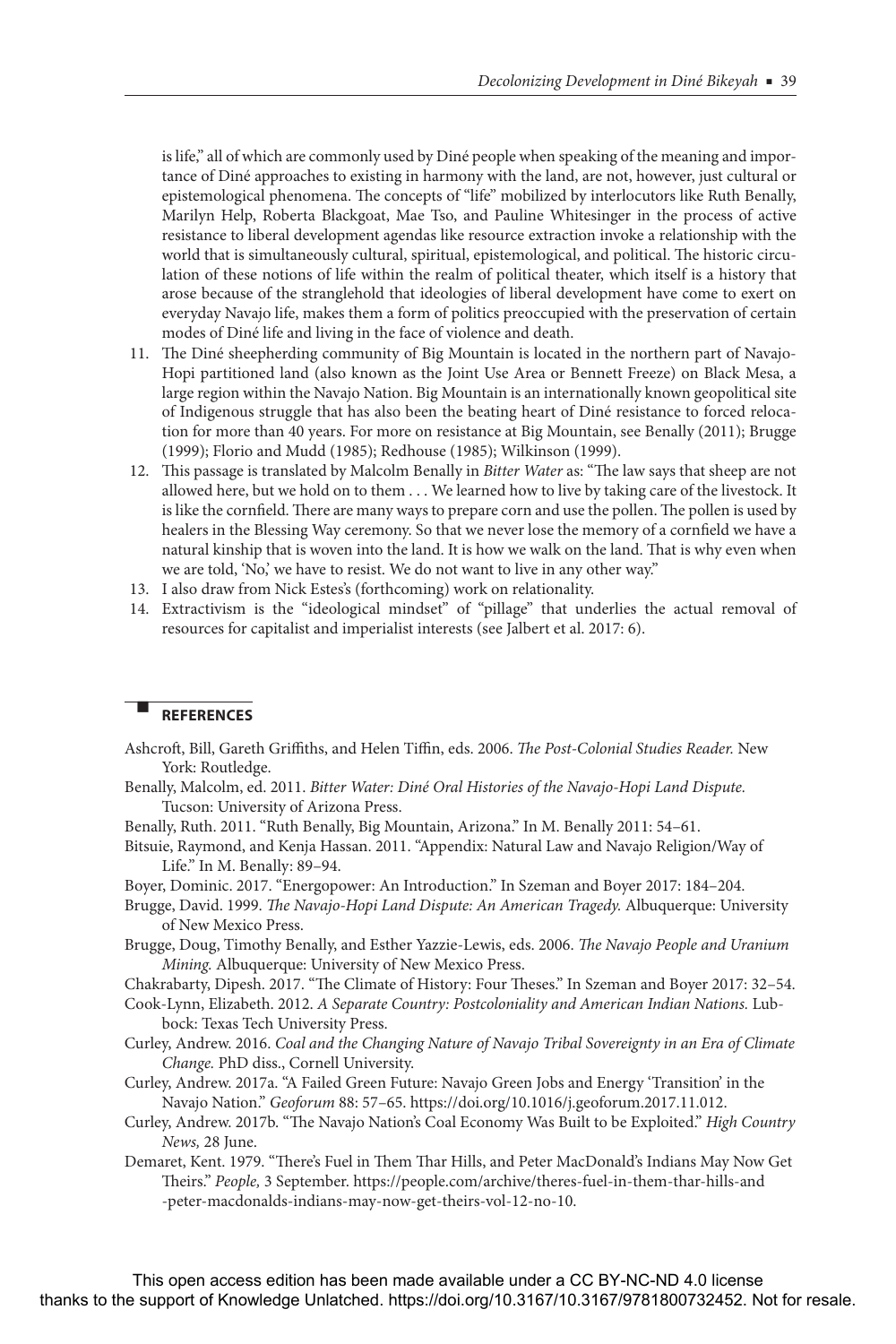is life," all of which are commonly used by Diné people when speaking of the meaning and importance of Diné approaches to existing in harmony with the land, are not, however, just cultural or epistemological phenomena. The concepts of "life" mobilized by interlocutors like Ruth Benally, Marilyn Help, Roberta Blackgoat, Mae Tso, and Pauline Whitesinger in the process of active resistance to liberal development agendas like resource extraction invoke a relationship with the world that is simultaneously cultural, spiritual, epistemological, and political. The historic circulation of these notions of life within the realm of political theater, which itself is a history that arose because of the stranglehold that ideologies of liberal development have come to exert on everyday Navajo life, makes them a form of politics preoccupied with the preservation of certain modes of Diné life and living in the face of violence and death.

11. The Diné sheepherding community of Big Mountain is located in the northern part of Navajo-Hopi partitioned land (also known as the Joint Use Area or Bennett Freeze) on Black Mesa, a large region within the Navajo Nation. Big Mountain is an internationally known geopolitical site of Indigenous struggle that has also been the beating heart of Diné resistance to forced relocation for more than 40 years. For more on resistance at Big Mountain, see Benally (2011); Brugge (1999); Florio and Mudd (1985); Redhouse (1985); Wilkinson (1999).
12. This passage is translated by Malcolm Benally in *Bitter Water* as: "The law says that sheep are not allowed here, but we hold on to them . . . We learned how to live by taking care of the livestock. It is like the cornfield. There are many ways to prepare corn and use the pollen. The pollen is used by healers in the Blessing Way ceremony. So that we never lose the memory of a cornfield we have a natural kinship that is woven into the land. It is how we walk on the land. That is why even when we are told, 'No,' we have to resist. We do not want to live in any other way."
13. I also draw from Nick Estes's (forthcoming) work on relationality.
14. Extractivism is the "ideological mindset" of "pillage" that underlies the actual removal of resources for capitalist and imperialist interests (see Jalbert et al. 2017: 6).

## REFERENCES

Ashcroft, Bill, Gareth Griffiths, and Helen Tiffin, eds. 2006. *The Post-Colonial Studies Reader.* New York: Routledge.

Benally, Malcolm, ed. 2011. *Bitter Water: Diné Oral Histories of the Navajo-Hopi Land Dispute.* Tucson: University of Arizona Press.

Benally, Ruth. 2011. "Ruth Benally, Big Mountain, Arizona." In M. Benally 2011: 54–61.

Bitsuie, Raymond, and Kenja Hassan. 2011. "Appendix: Natural Law and Navajo Religion/Way of Life." In M. Benally: 89–94.

Boyer, Dominic. 2017. "Energopower: An Introduction." In Szeman and Boyer 2017: 184–204.

Brugge, David. 1999. *The Navajo-Hopi Land Dispute: An American Tragedy.* Albuquerque: University of New Mexico Press.

Brugge, Doug, Timothy Benally, and Esther Yazzie-Lewis, eds. 2006. *The Navajo People and Uranium Mining.* Albuquerque: University of New Mexico Press.

Chakrabarty, Dipesh. 2017. "The Climate of History: Four Theses." In Szeman and Boyer 2017: 32–54.

Cook-Lynn, Elizabeth. 2012. *A Separate Country: Postcoloniality and American Indian Nations.* Lubbock: Texas Tech University Press.

Curley, Andrew. 2016. *Coal and the Changing Nature of Navajo Tribal Sovereignty in an Era of Climate Change.* PhD diss., Cornell University.

Curley, Andrew. 2017a. "A Failed Green Future: Navajo Green Jobs and Energy 'Transition' in the Navajo Nation." *Geoforum* 88: 57–65. https://doi.org/10.1016/j.geoforum.2017.11.012.

Curley, Andrew. 2017b. "The Navajo Nation's Coal Economy Was Built to be Exploited." *High Country News,* 28 June.

Demaret, Kent. 1979. "There's Fuel in Them Thar Hills, and Peter MacDonald's Indians May Now Get Theirs." *People,* 3 September. https://people.com/archive/theres-fuel-in-them-thar-hills-and-peter-macdonalds-indians-may-now-get-theirs-vol-12-no-10.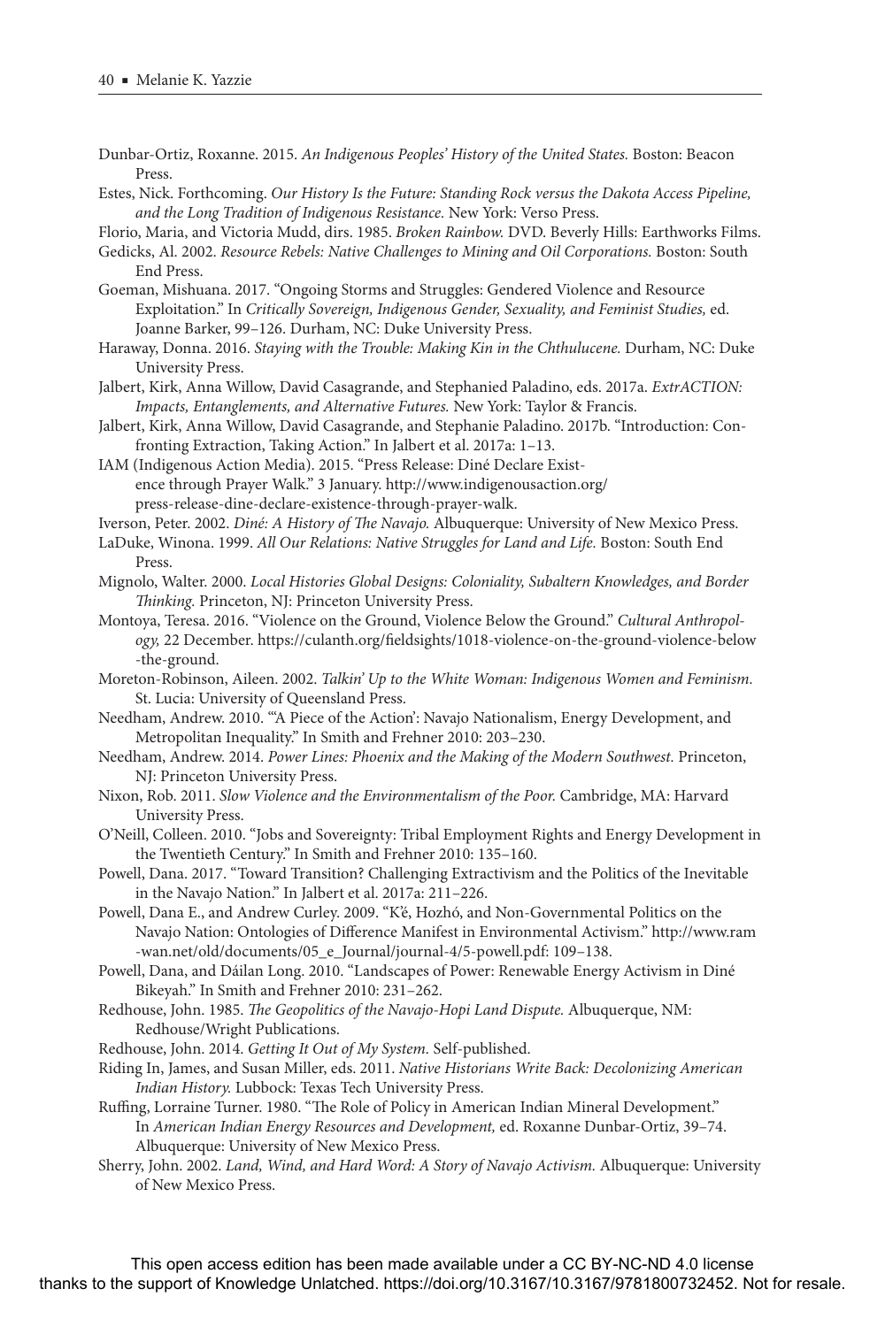Dunbar-Ortiz, Roxanne. 2015. *An Indigenous Peoples' History of the United States.* Boston: Beacon Press.

Estes, Nick. Forthcoming. *Our History Is the Future: Standing Rock versus the Dakota Access Pipeline, and the Long Tradition of Indigenous Resistance.* New York: Verso Press.

Florio, Maria, and Victoria Mudd, dirs. 1985. *Broken Rainbow.* DVD. Beverly Hills: Earthworks Films.

Gedicks, Al. 2002. *Resource Rebels: Native Challenges to Mining and Oil Corporations.* Boston: South End Press.

Goeman, Mishuana. 2017. "Ongoing Storms and Struggles: Gendered Violence and Resource Exploitation." In *Critically Sovereign, Indigenous Gender, Sexuality, and Feminist Studies,* ed. Joanne Barker, 99–126. Durham, NC: Duke University Press.

Haraway, Donna. 2016. *Staying with the Trouble: Making Kin in the Chthulucene.* Durham, NC: Duke University Press.

Jalbert, Kirk, Anna Willow, David Casagrande, and Stephanied Paladino, eds. 2017a. *ExtrACTION: Impacts, Entanglements, and Alternative Futures.* New York: Taylor & Francis.

Jalbert, Kirk, Anna Willow, David Casagrande, and Stephanie Paladino. 2017b. "Introduction: Confronting Extraction, Taking Action." In Jalbert et al. 2017a: 1–13.

IAM (Indigenous Action Media). 2015. "Press Release: Diné Declare Existence through Prayer Walk." 3 January. http://www.indigenousaction.org/press-release-dine-declare-existence-through-prayer-walk.

Iverson, Peter. 2002. *Diné: A History of The Navajo.* Albuquerque: University of New Mexico Press.

LaDuke, Winona. 1999. *All Our Relations: Native Struggles for Land and Life.* Boston: South End Press.

Mignolo, Walter. 2000. *Local Histories Global Designs: Coloniality, Subaltern Knowledges, and Border Thinking.* Princeton, NJ: Princeton University Press.

Montoya, Teresa. 2016. "Violence on the Ground, Violence Below the Ground." *Cultural Anthropology,* 22 December. https://culanth.org/fieldsights/1018-violence-on-the-ground-violence-below-the-ground.

Moreton-Robinson, Aileen. 2002. *Talkin' Up to the White Woman: Indigenous Women and Feminism.* St. Lucia: University of Queensland Press.

Needham, Andrew. 2010. "'A Piece of the Action': Navajo Nationalism, Energy Development, and Metropolitan Inequality." In Smith and Frehner 2010: 203–230.

Needham, Andrew. 2014. *Power Lines: Phoenix and the Making of the Modern Southwest.* Princeton, NJ: Princeton University Press.

Nixon, Rob. 2011. *Slow Violence and the Environmentalism of the Poor.* Cambridge, MA: Harvard University Press.

O'Neill, Colleen. 2010. "Jobs and Sovereignty: Tribal Employment Rights and Energy Development in the Twentieth Century." In Smith and Frehner 2010: 135–160.

Powell, Dana. 2017. "Toward Transition? Challenging Extractivism and the Politics of the Inevitable in the Navajo Nation." In Jalbert et al. 2017a: 211–226.

Powell, Dana E., and Andrew Curley. 2009. "K'é, Hozhó, and Non-Governmental Politics on the Navajo Nation: Ontologies of Difference Manifest in Environmental Activism." http://www.ram-wan.net/old/documents/05_e_Journal/journal-4/5-powell.pdf: 109–138.

Powell, Dana, and Dáilan Long. 2010. "Landscapes of Power: Renewable Energy Activism in Diné Bikeyah." In Smith and Frehner 2010: 231–262.

Redhouse, John. 1985. *The Geopolitics of the Navajo-Hopi Land Dispute.* Albuquerque, NM: Redhouse/Wright Publications.

Redhouse, John. 2014. *Getting It Out of My System.* Self-published.

Riding In, James, and Susan Miller, eds. 2011. *Native Historians Write Back: Decolonizing American Indian History.* Lubbock: Texas Tech University Press.

Ruffing, Lorraine Turner. 1980. "The Role of Policy in American Indian Mineral Development." In *American Indian Energy Resources and Development,* ed. Roxanne Dunbar-Ortiz, 39–74. Albuquerque: University of New Mexico Press.

Sherry, John. 2002. *Land, Wind, and Hard Word: A Story of Navajo Activism.* Albuquerque: University of New Mexico Press.

This open access edition has been made available under a CC BY-NC-ND 4.0 license thanks to the support of Knowledge Unlatched. https://doi.org/10.3167/10.3167/9781800732452. Not for resale.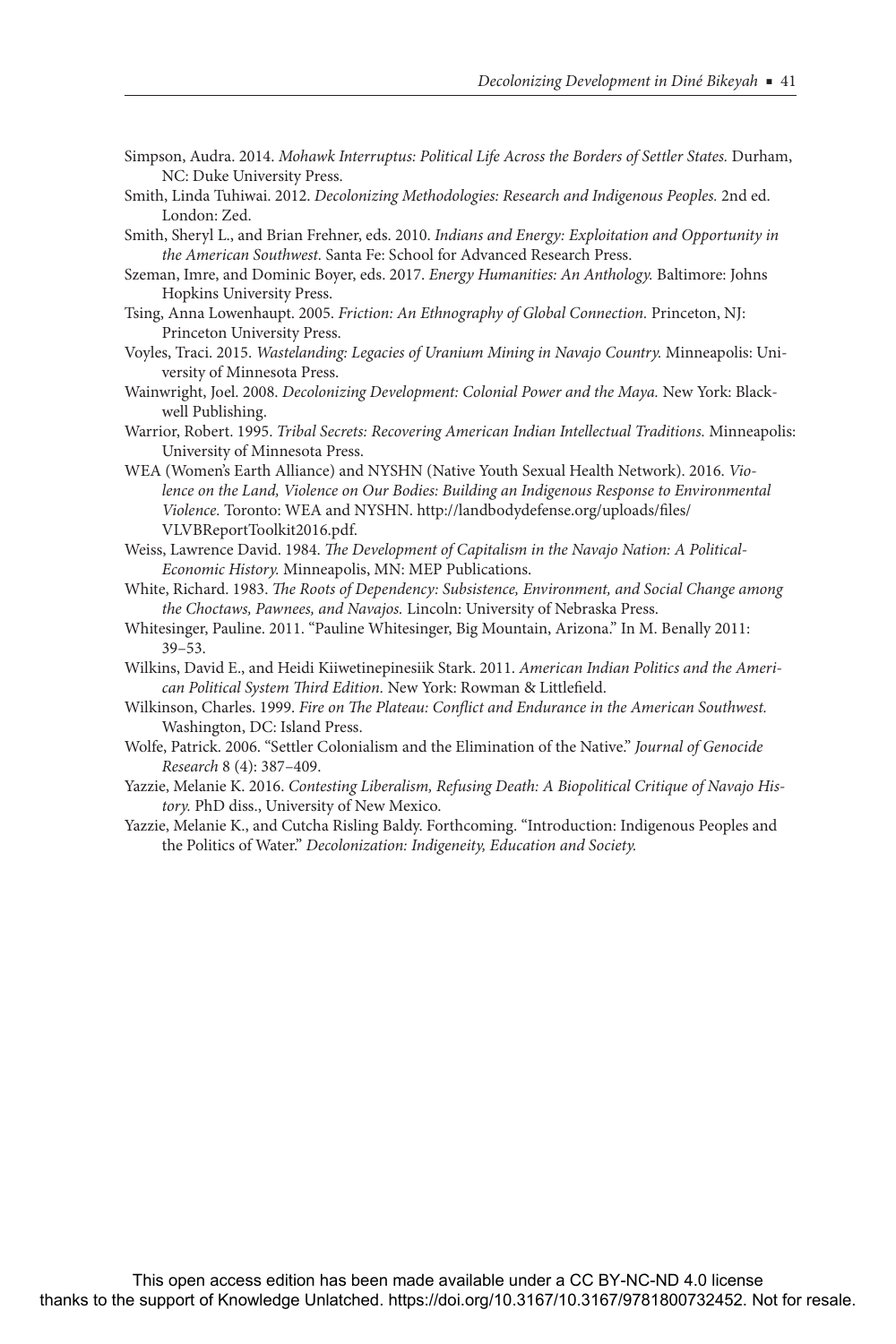Simpson, Audra. 2014. *Mohawk Interruptus: Political Life Across the Borders of Settler States.* Durham, NC: Duke University Press.

Smith, Linda Tuhiwai. 2012. *Decolonizing Methodologies: Research and Indigenous Peoples.* 2nd ed. London: Zed.

Smith, Sheryl L., and Brian Frehner, eds. 2010. *Indians and Energy: Exploitation and Opportunity in the American Southwest.* Santa Fe: School for Advanced Research Press.

Szeman, Imre, and Dominic Boyer, eds. 2017. *Energy Humanities: An Anthology.* Baltimore: Johns Hopkins University Press.

Tsing, Anna Lowenhaupt. 2005. *Friction: An Ethnography of Global Connection.* Princeton, NJ: Princeton University Press.

Voyles, Traci. 2015. *Wastelanding: Legacies of Uranium Mining in Navajo Country.* Minneapolis: University of Minnesota Press.

Wainwright, Joel. 2008. *Decolonizing Development: Colonial Power and the Maya.* New York: Blackwell Publishing.

Warrior, Robert. 1995. *Tribal Secrets: Recovering American Indian Intellectual Traditions.* Minneapolis: University of Minnesota Press.

WEA (Women's Earth Alliance) and NYSHN (Native Youth Sexual Health Network). 2016. *Violence on the Land, Violence on Our Bodies: Building an Indigenous Response to Environmental Violence.* Toronto: WEA and NYSHN. http://landbodydefense.org/uploads/files/VLVBReportToolkit2016.pdf.

Weiss, Lawrence David. 1984. *The Development of Capitalism in the Navajo Nation: A Political-Economic History.* Minneapolis, MN: MEP Publications.

White, Richard. 1983. *The Roots of Dependency: Subsistence, Environment, and Social Change among the Choctaws, Pawnees, and Navajos.* Lincoln: University of Nebraska Press.

Whitesinger, Pauline. 2011. "Pauline Whitesinger, Big Mountain, Arizona." In M. Benally 2011: 39–53.

Wilkins, David E., and Heidi Kiiwetinepinesiik Stark. 2011. *American Indian Politics and the American Political System Third Edition.* New York: Rowman & Littlefield.

Wilkinson, Charles. 1999. *Fire on The Plateau: Conflict and Endurance in the American Southwest.* Washington, DC: Island Press.

Wolfe, Patrick. 2006. "Settler Colonialism and the Elimination of the Native." *Journal of Genocide Research* 8 (4): 387–409.

Yazzie, Melanie K. 2016. *Contesting Liberalism, Refusing Death: A Biopolitical Critique of Navajo History.* PhD diss., University of New Mexico.

Yazzie, Melanie K., and Cutcha Risling Baldy. Forthcoming. "Introduction: Indigenous Peoples and the Politics of Water." *Decolonization: Indigeneity, Education and Society.*